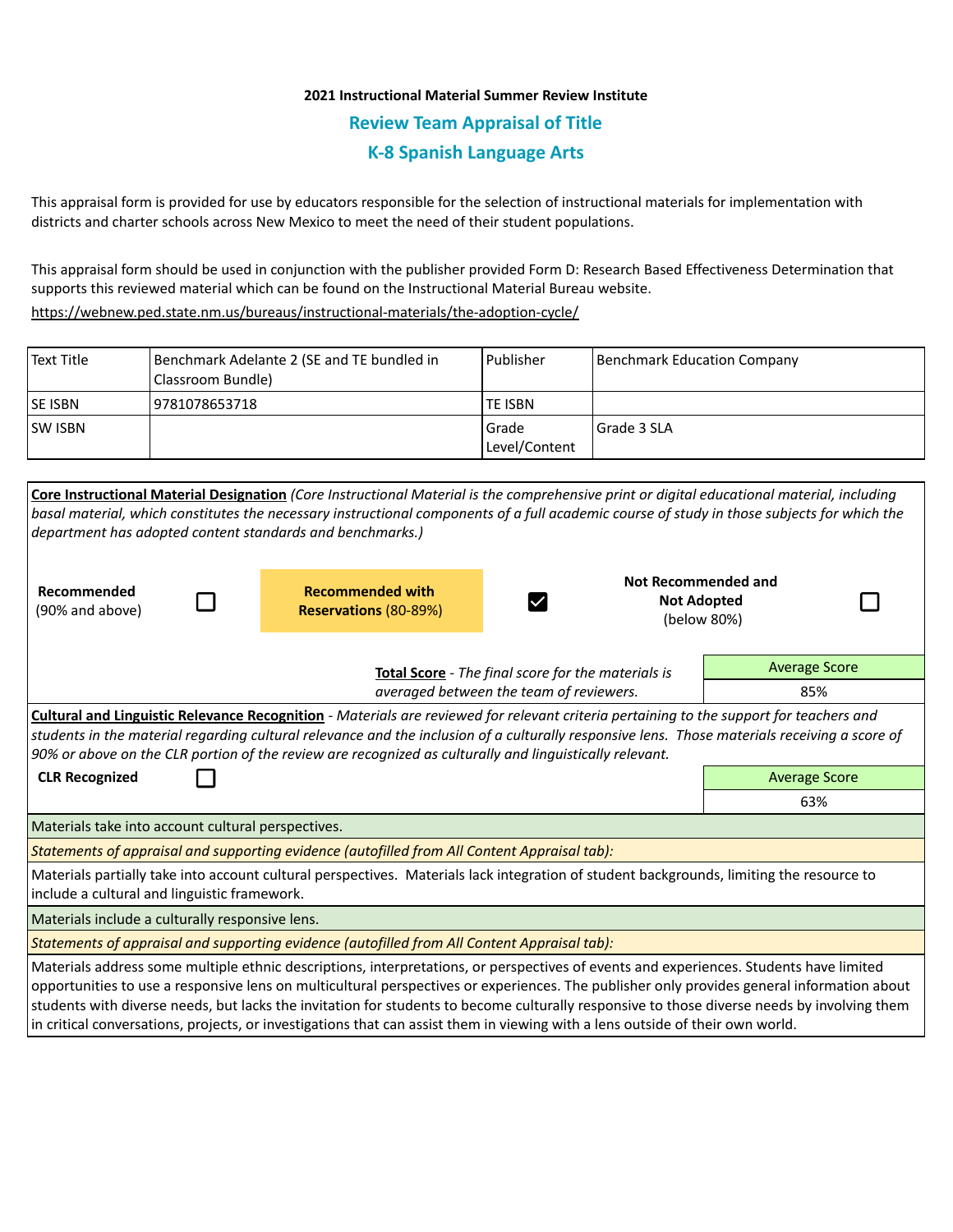**2021 Instructional Material Summer Review Institute**

## Review Team Appraisal of Title

## K-8 Spanish Language Arts

This appraisal form is provided for use by educators responsible for the selection of instructional materials for implementation with districts and charter schools across New Mexico to meet the need of their student populations.

This appraisal form should be used in conjunction with the publisher provided Form D: Research Based Effectiveness Determination that supports this reviewed material which can be found on the Instructional Material Bureau website.

https://webnew.ped.state.nm.us/bureaus/instructional-materials/the-adoption-cycle/

| Text Title | Benchmark Adelante 2 (SE and TE bundled in Classroom Bundle) | Publisher | Benchmark Education Company |
|---|---|---|---|
| SE ISBN | 9781078653718 | TE ISBN | |
| SW ISBN | | Grade Level/Content | Grade 3 SLA |

**Core Instructional Material Designation** *(Core Instructional Material is the comprehensive print or digital educational material, including basal material, which constitutes the necessary instructional components of a full academic course of study in those subjects for which the department has adopted content standards and benchmarks.)*

| **Recommended** (90% and above) | ☐ | **Recommended with Reservations** (80-89%) | ☑ | **Not Recommended and Not Adopted** (below 80%) | ☐ |
|---|---|---|---|---|---|

**Total Score** - *The final score for the materials is averaged between the team of reviewers.*

| Average Score |
|---|
| 85% |

**Cultural and Linguistic Relevance Recognition** - *Materials are reviewed for relevant criteria pertaining to the support for teachers and students in the material regarding cultural relevance and the inclusion of a culturally responsive lens. Those materials receiving a score of 90% or above on the CLR portion of the review are recognized as culturally and linguistically relevant.*

**CLR Recognized** ☐

| Average Score |
|---|
| 63% |

Materials take into account cultural perspectives.

*Statements of appraisal and supporting evidence (autofilled from All Content Appraisal tab):*

Materials partially take into account cultural perspectives. Materials lack integration of student backgrounds, limiting the resource to include a cultural and linguistic framework.

Materials include a culturally responsive lens.

*Statements of appraisal and supporting evidence (autofilled from All Content Appraisal tab):*

Materials address some multiple ethnic descriptions, interpretations, or perspectives of events and experiences. Students have limited opportunities to use a responsive lens on multicultural perspectives or experiences. The publisher only provides general information about students with diverse needs, but lacks the invitation for students to become culturally responsive to those diverse needs by involving them in critical conversations, projects, or investigations that can assist them in viewing with a lens outside of their own world.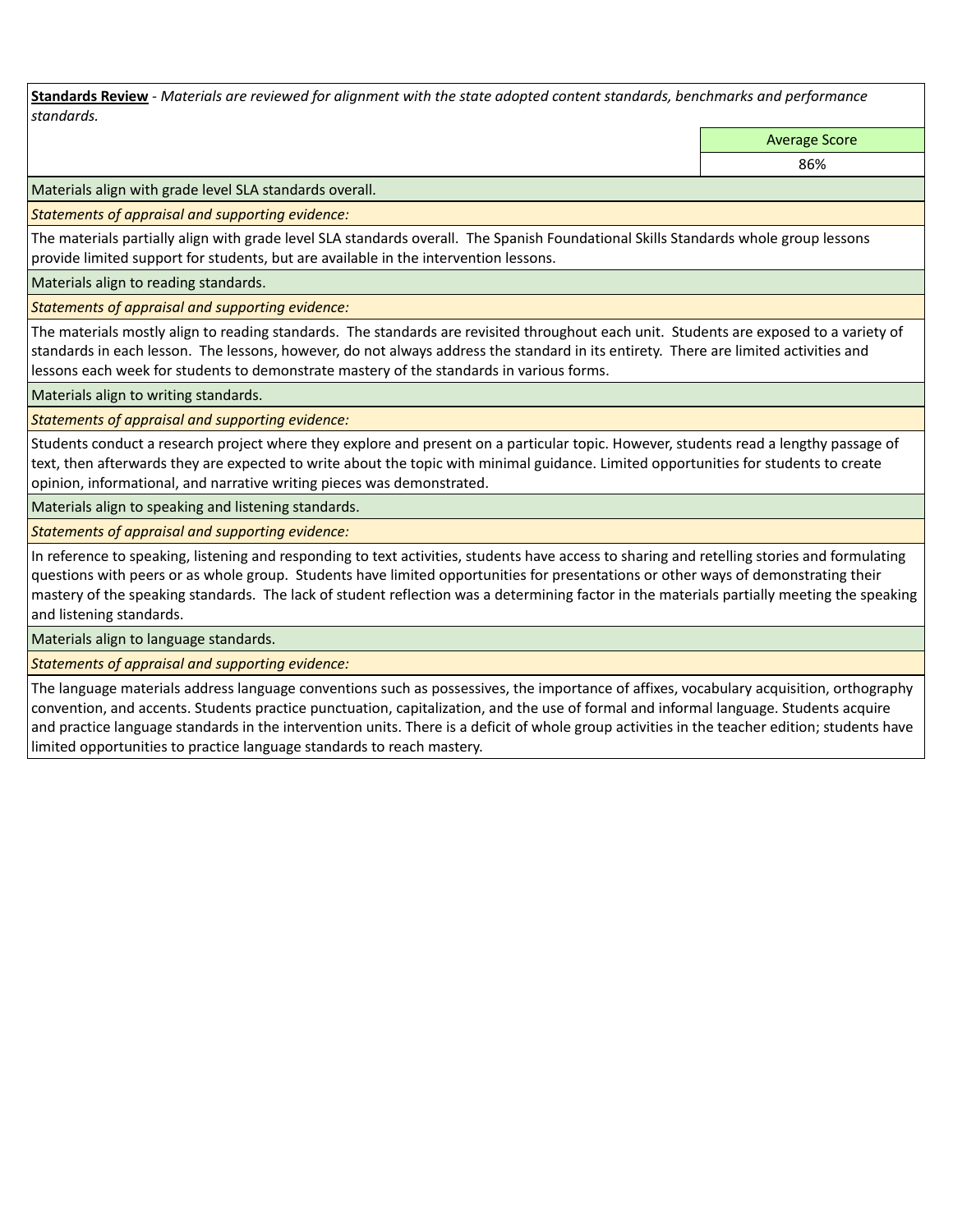**Standards Review** - *Materials are reviewed for alignment with the state adopted content standards, benchmarks and performance standards.*

| | Average Score |
|---|---|
| | 86% |

Materials align with grade level SLA standards overall.

*Statements of appraisal and supporting evidence:*

The materials partially align with grade level SLA standards overall. The Spanish Foundational Skills Standards whole group lessons provide limited support for students, but are available in the intervention lessons.

Materials align to reading standards.

*Statements of appraisal and supporting evidence:*

The materials mostly align to reading standards. The standards are revisited throughout each unit. Students are exposed to a variety of standards in each lesson. The lessons, however, do not always address the standard in its entirety. There are limited activities and lessons each week for students to demonstrate mastery of the standards in various forms.

Materials align to writing standards.

*Statements of appraisal and supporting evidence:*

Students conduct a research project where they explore and present on a particular topic. However, students read a lengthy passage of text, then afterwards they are expected to write about the topic with minimal guidance. Limited opportunities for students to create opinion, informational, and narrative writing pieces was demonstrated.

Materials align to speaking and listening standards.

*Statements of appraisal and supporting evidence:*

In reference to speaking, listening and responding to text activities, students have access to sharing and retelling stories and formulating questions with peers or as whole group. Students have limited opportunities for presentations or other ways of demonstrating their mastery of the speaking standards. The lack of student reflection was a determining factor in the materials partially meeting the speaking and listening standards.

Materials align to language standards.

*Statements of appraisal and supporting evidence:*

The language materials address language conventions such as possessives, the importance of affixes, vocabulary acquisition, orthography convention, and accents. Students practice punctuation, capitalization, and the use of formal and informal language. Students acquire and practice language standards in the intervention units. There is a deficit of whole group activities in the teacher edition; students have limited opportunities to practice language standards to reach mastery.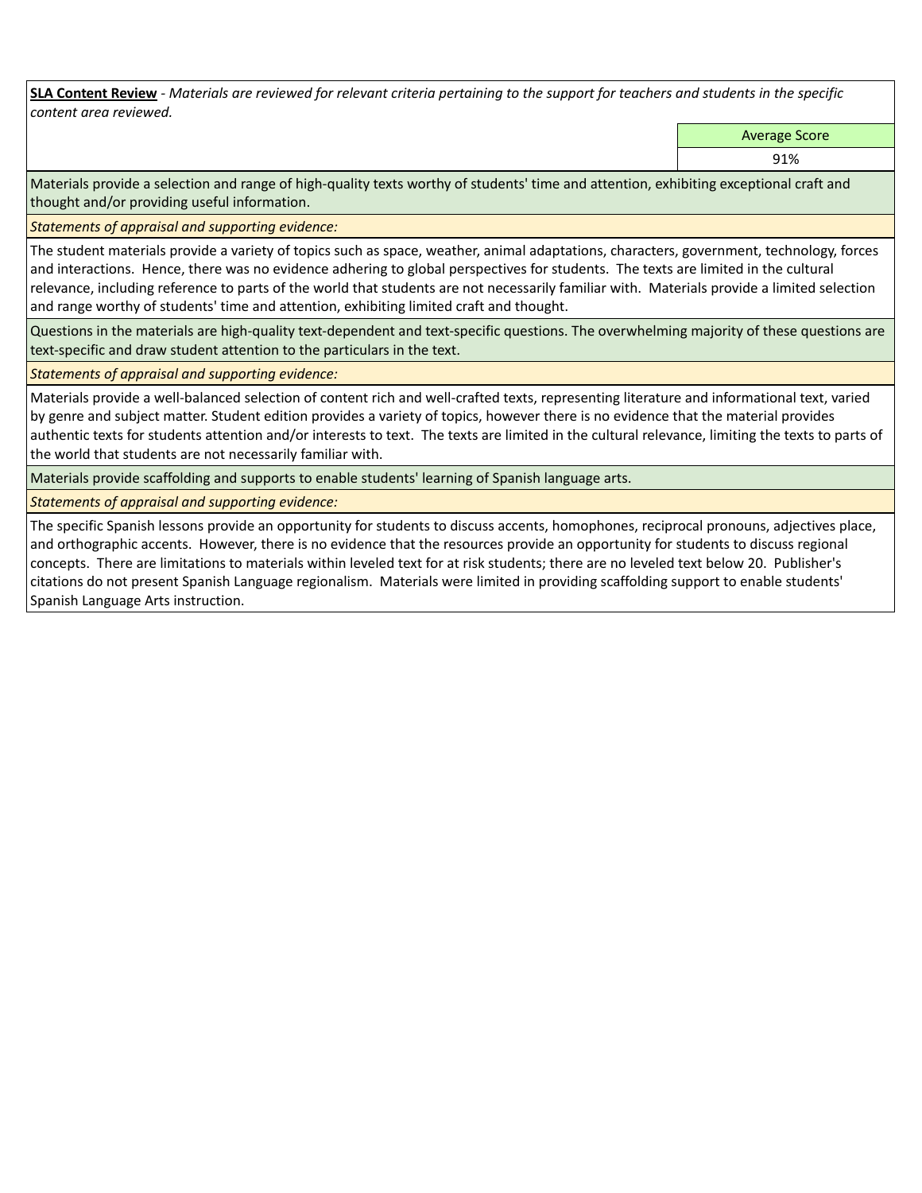**<u>SLA Content Review</u>** - *Materials are reviewed for relevant criteria pertaining to the support for teachers and students in the specific content area reviewed.*

| Average Score |
|---|
| 91% |

Materials provide a selection and range of high-quality texts worthy of students' time and attention, exhibiting exceptional craft and thought and/or providing useful information.

*Statements of appraisal and supporting evidence:*

The student materials provide a variety of topics such as space, weather, animal adaptations, characters, government, technology, forces and interactions. Hence, there was no evidence adhering to global perspectives for students. The texts are limited in the cultural relevance, including reference to parts of the world that students are not necessarily familiar with. Materials provide a limited selection and range worthy of students' time and attention, exhibiting limited craft and thought.

Questions in the materials are high-quality text-dependent and text-specific questions. The overwhelming majority of these questions are text-specific and draw student attention to the particulars in the text.

*Statements of appraisal and supporting evidence:*

Materials provide a well-balanced selection of content rich and well-crafted texts, representing literature and informational text, varied by genre and subject matter. Student edition provides a variety of topics, however there is no evidence that the material provides authentic texts for students attention and/or interests to text. The texts are limited in the cultural relevance, limiting the texts to parts of the world that students are not necessarily familiar with.

Materials provide scaffolding and supports to enable students' learning of Spanish language arts.

*Statements of appraisal and supporting evidence:*

The specific Spanish lessons provide an opportunity for students to discuss accents, homophones, reciprocal pronouns, adjectives place, and orthographic accents. However, there is no evidence that the resources provide an opportunity for students to discuss regional concepts. There are limitations to materials within leveled text for at risk students; there are no leveled text below 20. Publisher's citations do not present Spanish Language regionalism. Materials were limited in providing scaffolding support to enable students' Spanish Language Arts instruction.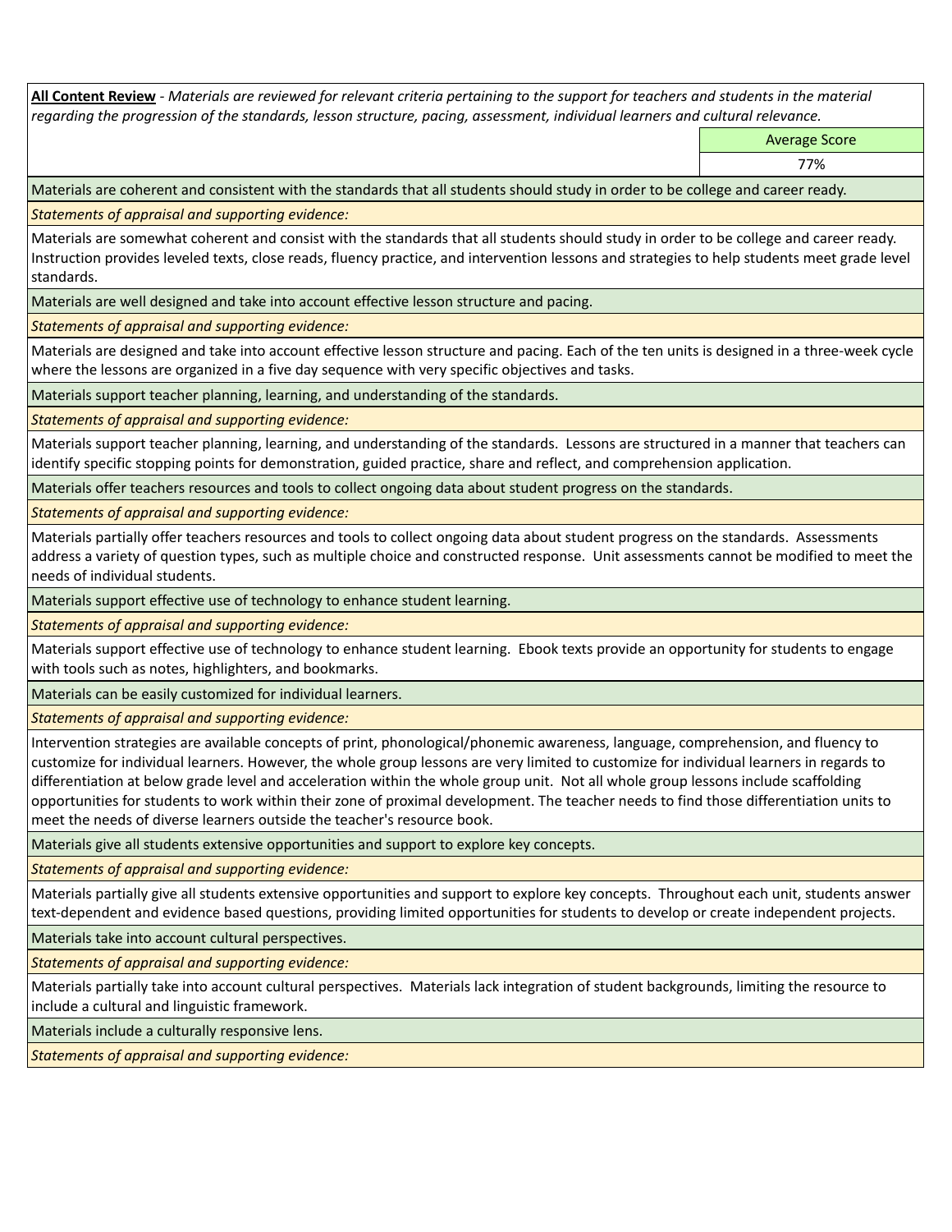**All Content Review** - *Materials are reviewed for relevant criteria pertaining to the support for teachers and students in the material regarding the progression of the standards, lesson structure, pacing, assessment, individual learners and cultural relevance.*

| Average Score |
|---|
| 77% |

Materials are coherent and consistent with the standards that all students should study in order to be college and career ready.

*Statements of appraisal and supporting evidence:*

Materials are somewhat coherent and consist with the standards that all students should study in order to be college and career ready. Instruction provides leveled texts, close reads, fluency practice, and intervention lessons and strategies to help students meet grade level standards.

Materials are well designed and take into account effective lesson structure and pacing.

*Statements of appraisal and supporting evidence:*

Materials are designed and take into account effective lesson structure and pacing. Each of the ten units is designed in a three-week cycle where the lessons are organized in a five day sequence with very specific objectives and tasks.

Materials support teacher planning, learning, and understanding of the standards.

*Statements of appraisal and supporting evidence:*

Materials support teacher planning, learning, and understanding of the standards. Lessons are structured in a manner that teachers can identify specific stopping points for demonstration, guided practice, share and reflect, and comprehension application.

Materials offer teachers resources and tools to collect ongoing data about student progress on the standards.

*Statements of appraisal and supporting evidence:*

Materials partially offer teachers resources and tools to collect ongoing data about student progress on the standards. Assessments address a variety of question types, such as multiple choice and constructed response. Unit assessments cannot be modified to meet the needs of individual students.

Materials support effective use of technology to enhance student learning.

*Statements of appraisal and supporting evidence:*

Materials support effective use of technology to enhance student learning. Ebook texts provide an opportunity for students to engage with tools such as notes, highlighters, and bookmarks.

Materials can be easily customized for individual learners.

*Statements of appraisal and supporting evidence:*

Intervention strategies are available concepts of print, phonological/phonemic awareness, language, comprehension, and fluency to customize for individual learners. However, the whole group lessons are very limited to customize for individual learners in regards to differentiation at below grade level and acceleration within the whole group unit. Not all whole group lessons include scaffolding opportunities for students to work within their zone of proximal development. The teacher needs to find those differentiation units to meet the needs of diverse learners outside the teacher's resource book.

Materials give all students extensive opportunities and support to explore key concepts.

*Statements of appraisal and supporting evidence:*

Materials partially give all students extensive opportunities and support to explore key concepts. Throughout each unit, students answer text-dependent and evidence based questions, providing limited opportunities for students to develop or create independent projects.

Materials take into account cultural perspectives.

*Statements of appraisal and supporting evidence:*

Materials partially take into account cultural perspectives. Materials lack integration of student backgrounds, limiting the resource to include a cultural and linguistic framework.

Materials include a culturally responsive lens.

*Statements of appraisal and supporting evidence:*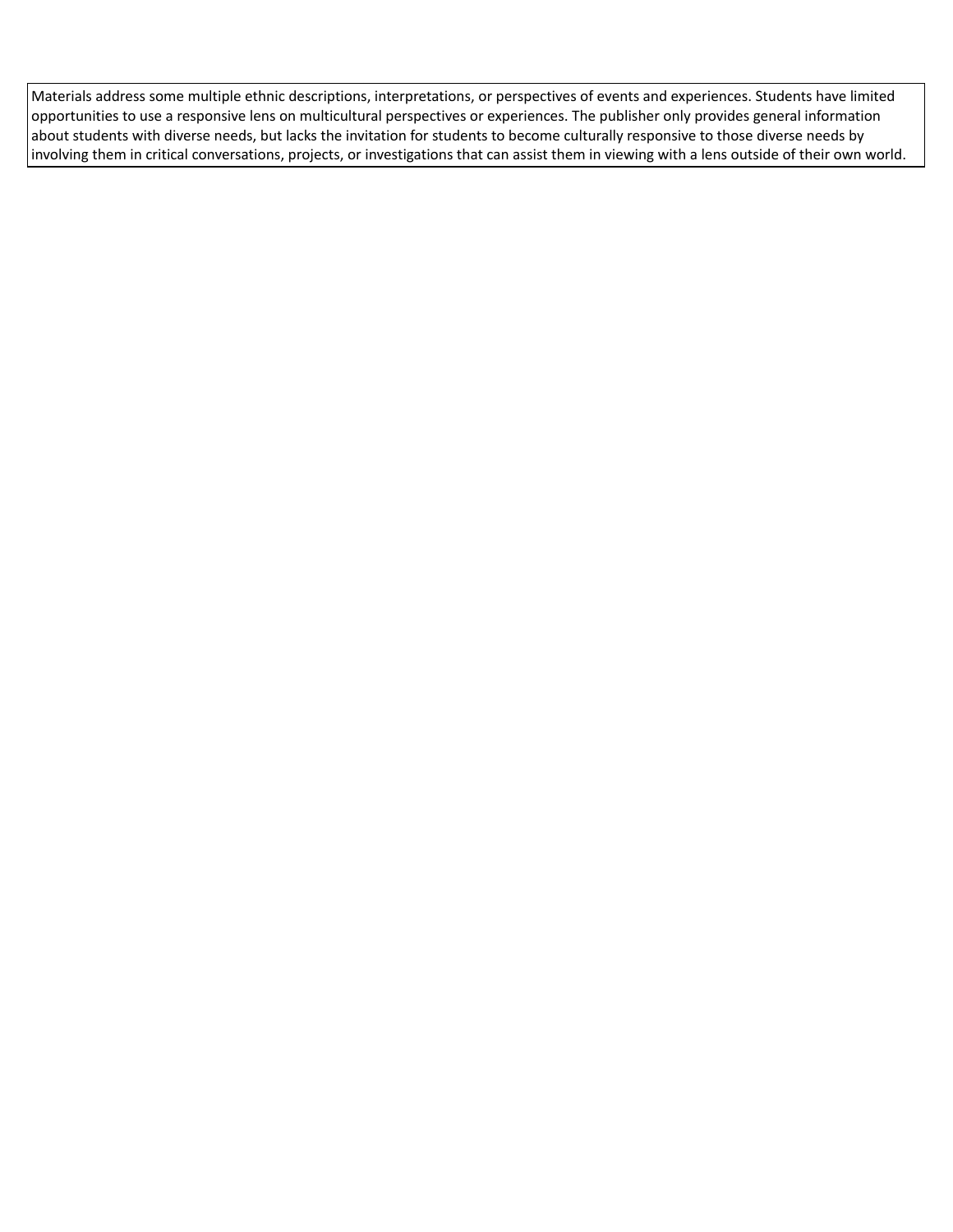| Materials address some multiple ethnic descriptions, interpretations, or perspectives of events and experiences. Students have limited opportunities to use a responsive lens on multicultural perspectives or experiences. The publisher only provides general information about students with diverse needs, but lacks the invitation for students to become culturally responsive to those diverse needs by involving them in critical conversations, projects, or investigations that can assist them in viewing with a lens outside of their own world. |
| --- |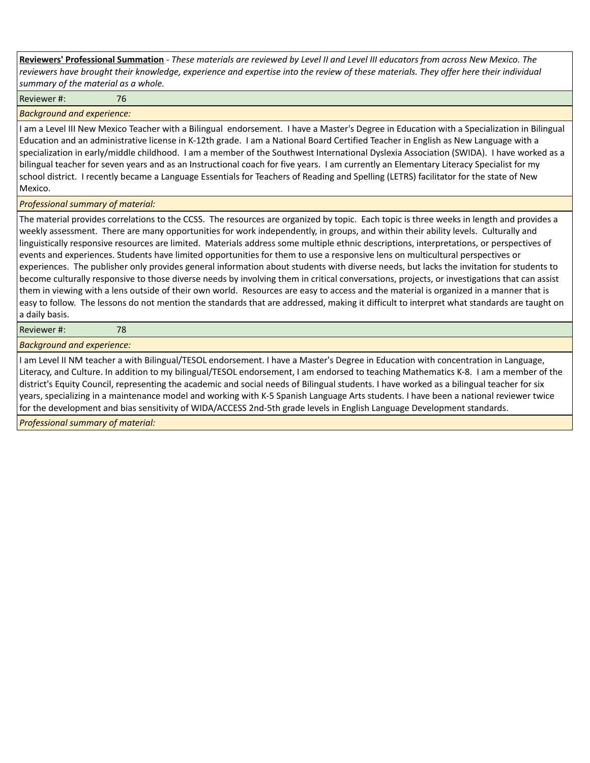**Reviewers' Professional Summation** - *These materials are reviewed by Level II and Level III educators from across New Mexico. The reviewers have brought their knowledge, experience and expertise into the review of these materials. They offer here their individual summary of the material as a whole.*

Reviewer #: 76

*Background and experience:*

I am a Level III New Mexico Teacher with a Bilingual endorsement. I have a Master's Degree in Education with a Specialization in Bilingual Education and an administrative license in K-12th grade. I am a National Board Certified Teacher in English as New Language with a specialization in early/middle childhood. I am a member of the Southwest International Dyslexia Association (SWIDA). I have worked as a bilingual teacher for seven years and as an Instructional coach for five years. I am currently an Elementary Literacy Specialist for my school district. I recently became a Language Essentials for Teachers of Reading and Spelling (LETRS) facilitator for the state of New Mexico.

*Professional summary of material:*

The material provides correlations to the CCSS. The resources are organized by topic. Each topic is three weeks in length and provides a weekly assessment. There are many opportunities for work independently, in groups, and within their ability levels. Culturally and linguistically responsive resources are limited. Materials address some multiple ethnic descriptions, interpretations, or perspectives of events and experiences. Students have limited opportunities for them to use a responsive lens on multicultural perspectives or experiences. The publisher only provides general information about students with diverse needs, but lacks the invitation for students to become culturally responsive to those diverse needs by involving them in critical conversations, projects, or investigations that can assist them in viewing with a lens outside of their own world. Resources are easy to access and the material is organized in a manner that is easy to follow. The lessons do not mention the standards that are addressed, making it difficult to interpret what standards are taught on a daily basis.

Reviewer #: 78

*Background and experience:*

I am Level II NM teacher a with Bilingual/TESOL endorsement. I have a Master's Degree in Education with concentration in Language, Literacy, and Culture. In addition to my bilingual/TESOL endorsement, I am endorsed to teaching Mathematics K-8. I am a member of the district's Equity Council, representing the academic and social needs of Bilingual students. I have worked as a bilingual teacher for six years, specializing in a maintenance model and working with K-5 Spanish Language Arts students. I have been a national reviewer twice for the development and bias sensitivity of WIDA/ACCESS 2nd-5th grade levels in English Language Development standards.

*Professional summary of material:*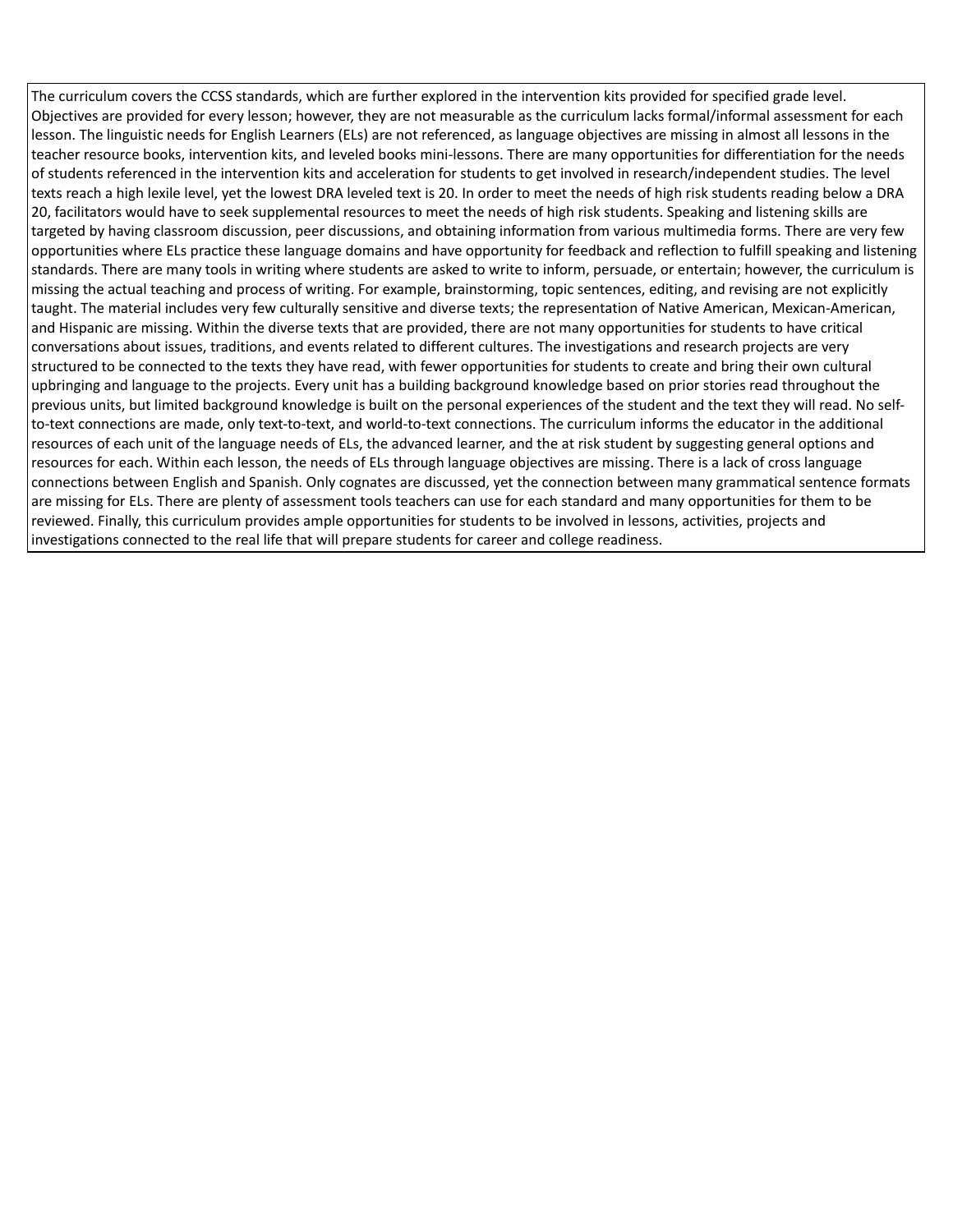The curriculum covers the CCSS standards, which are further explored in the intervention kits provided for specified grade level. Objectives are provided for every lesson; however, they are not measurable as the curriculum lacks formal/informal assessment for each lesson. The linguistic needs for English Learners (ELs) are not referenced, as language objectives are missing in almost all lessons in the teacher resource books, intervention kits, and leveled books mini-lessons. There are many opportunities for differentiation for the needs of students referenced in the intervention kits and acceleration for students to get involved in research/independent studies. The level texts reach a high lexile level, yet the lowest DRA leveled text is 20. In order to meet the needs of high risk students reading below a DRA 20, facilitators would have to seek supplemental resources to meet the needs of high risk students. Speaking and listening skills are targeted by having classroom discussion, peer discussions, and obtaining information from various multimedia forms. There are very few opportunities where ELs practice these language domains and have opportunity for feedback and reflection to fulfill speaking and listening standards. There are many tools in writing where students are asked to write to inform, persuade, or entertain; however, the curriculum is missing the actual teaching and process of writing. For example, brainstorming, topic sentences, editing, and revising are not explicitly taught. The material includes very few culturally sensitive and diverse texts; the representation of Native American, Mexican-American, and Hispanic are missing. Within the diverse texts that are provided, there are not many opportunities for students to have critical conversations about issues, traditions, and events related to different cultures. The investigations and research projects are very structured to be connected to the texts they have read, with fewer opportunities for students to create and bring their own cultural upbringing and language to the projects. Every unit has a building background knowledge based on prior stories read throughout the previous units, but limited background knowledge is built on the personal experiences of the student and the text they will read. No self-to-text connections are made, only text-to-text, and world-to-text connections. The curriculum informs the educator in the additional resources of each unit of the language needs of ELs, the advanced learner, and the at risk student by suggesting general options and resources for each. Within each lesson, the needs of ELs through language objectives are missing. There is a lack of cross language connections between English and Spanish. Only cognates are discussed, yet the connection between many grammatical sentence formats are missing for ELs. There are plenty of assessment tools teachers can use for each standard and many opportunities for them to be reviewed. Finally, this curriculum provides ample opportunities for students to be involved in lessons, activities, projects and investigations connected to the real life that will prepare students for career and college readiness.